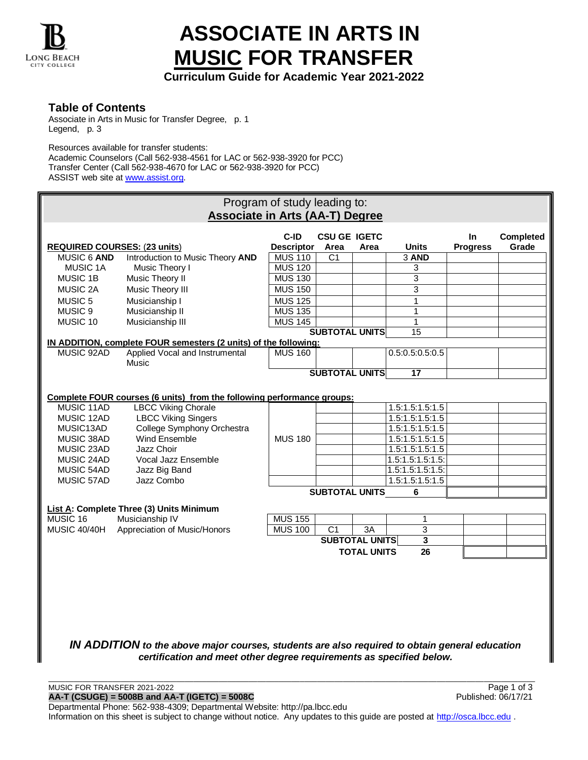# ASSOCIATE IN ARTS IN MUSIC FOR TRANSFER

**Curriculum Guide for Academic Year 2021-2022**

## Table of Contents

Associate in Arts in Music for Transfer Degree, p. 1
Legend, p. 3

Resources available for transfer students:
Academic Counselors (Call 562-938-4561 for LAC or 562-938-3920 for PCC)
Transfer Center (Call 562-938-4670 for LAC or 562-938-3920 for PCC)
ASSIST web site at www.assist.org.

### Program of study leading to: Associate in Arts (AA-T) Degree

| REQUIRED COURSES: (23 units) | | C-ID Descriptor | CSU GE Area | IGETC Area | Units | In Progress | Completed Grade |
|---|---|---|---|---|---|---|---|
| MUSIC 6 **AND** | Introduction to Music Theory **AND** | MUS 110 | C1 | | 3 **AND** | | |
| MUSIC 1A | Music Theory I | MUS 120 | | | 3 | | |
| MUSIC 1B | Music Theory II | MUS 130 | | | 3 | | |
| MUSIC 2A | Music Theory III | MUS 150 | | | 3 | | |
| MUSIC 5 | Musicianship I | MUS 125 | | | 1 | | |
| MUSIC 9 | Musicianship II | MUS 135 | | | 1 | | |
| MUSIC 10 | Musicianship III | MUS 145 | | | 1 | | |
| | | **SUBTOTAL UNITS** | | | 15 | | |
| **IN ADDITION, complete FOUR semesters (2 units) of the following:** | | | | | | | |
| MUSIC 92AD | Applied Vocal and Instrumental Music | MUS 160 | | | 0.5:0.5:0.5:0.5 | | |
| | | **SUBTOTAL UNITS** | | | **17** | | |
| **Complete FOUR courses (6 units) from the following performance groups:** | | | | | | | |
| MUSIC 11AD | LBCC Viking Chorale | MUS 180 | | | 1.5:1.5:1.5:1.5 | | |
| MUSIC 12AD | LBCC Viking Singers | | | | 1.5:1.5:1.5:1.5 | | |
| MUSIC13AD | College Symphony Orchestra | | | | 1.5:1.5:1.5:1.5 | | |
| MUSIC 38AD | Wind Ensemble | | | | 1.5:1.5:1.5:1.5 | | |
| MUSIC 23AD | Jazz Choir | | | | 1.5:1.5:1.5:1.5 | | |
| MUSIC 24AD | Vocal Jazz Ensemble | | | | 1.5:1.5:1.5:1.5: | | |
| MUSIC 54AD | Jazz Big Band | | | | 1.5:1.5:1.5:1.5: | | |
| MUSIC 57AD | Jazz Combo | | | | 1.5:1.5:1.5:1.5 | | |
| | | **SUBTOTAL UNITS** | | | **6** | | |
| **List A: Complete Three (3) Units Minimum** | | | | | | | |
| MUSIC 16 | Musicianship IV | MUS 155 | | | 1 | | |
| MUSIC 40/40H | Appreciation of Music/Honors | MUS 100 | C1 | 3A | 3 | | |
| | | **SUBTOTAL UNITS** | | | **3** | | |
| | | **TOTAL UNITS** | | | **26** | | |

***IN ADDITION** to the above major courses, students are also required to obtain general education certification and meet other degree requirements as specified below.*

MUSIC FOR TRANSFER 2021-2022
Published: 06/17/21

**AA-T (CSUGE) = 5008B and AA-T (IGETC) = 5008C**

Departmental Phone: 562-938-4309; Departmental Website: http://pa.lbcc.edu
Information on this sheet is subject to change without notice. Any updates to this guide are posted at http://osca.lbcc.edu .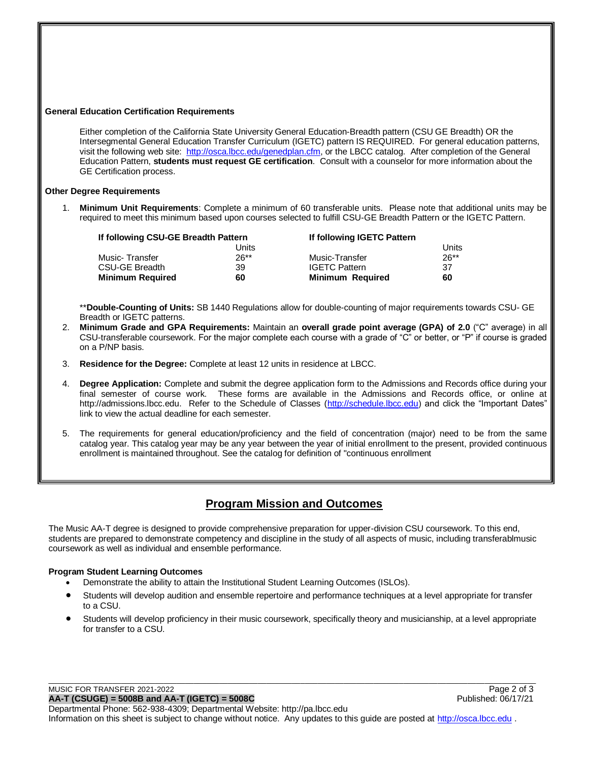**General Education Certification Requirements**

Either completion of the California State University General Education-Breadth pattern (CSU GE Breadth) OR the Intersegmental General Education Transfer Curriculum (IGETC) pattern IS REQUIRED. For general education patterns, visit the following web site: http://osca.lbcc.edu/genedplan.cfm, or the LBCC catalog. After completion of the General Education Pattern, **students must request GE certification**. Consult with a counselor for more information about the GE Certification process.

**Other Degree Requirements**

1. **Minimum Unit Requirements**: Complete a minimum of 60 transferable units. Please note that additional units may be required to meet this minimum based upon courses selected to fulfill CSU-GE Breadth Pattern or the IGETC Pattern.

| If following CSU-GE Breadth Pattern | Units | If following IGETC Pattern | Units |
|---|---|---|---|
| Music- Transfer | 26** | Music-Transfer | 26** |
| CSU-GE Breadth | 39 | IGETC Pattern | 37 |
| **Minimum Required** | **60** | **Minimum Required** | **60** |

**Double-Counting of Units:** SB 1440 Regulations allow for double-counting of major requirements towards CSU- GE Breadth or IGETC patterns.

2. **Minimum Grade and GPA Requirements:** Maintain an **overall grade point average (GPA) of 2.0** ("C" average) in all CSU-transferable coursework. For the major complete each course with a grade of "C" or better, or "P" if course is graded on a P/NP basis.

3. **Residence for the Degree:** Complete at least 12 units in residence at LBCC.

4. **Degree Application:** Complete and submit the degree application form to the Admissions and Records office during your final semester of course work. These forms are available in the Admissions and Records office, or online at http://admissions.lbcc.edu. Refer to the Schedule of Classes (http://schedule.lbcc.edu) and click the "Important Dates" link to view the actual deadline for each semester.

5. The requirements for general education/proficiency and the field of concentration (major) need to be from the same catalog year. This catalog year may be any year between the year of initial enrollment to the present, provided continuous enrollment is maintained throughout. See the catalog for definition of "continuous enrollment

## Program Mission and Outcomes

The Music AA-T degree is designed to provide comprehensive preparation for upper-division CSU coursework. To this end, students are prepared to demonstrate competency and discipline in the study of all aspects of music, including transferablmusic coursework as well as individual and ensemble performance.

**Program Student Learning Outcomes**

- Demonstrate the ability to attain the Institutional Student Learning Outcomes (ISLOs).
- Students will develop audition and ensemble repertoire and performance techniques at a level appropriate for transfer to a CSU.
- Students will develop proficiency in their music coursework, specifically theory and musicianship, at a level appropriate for transfer to a CSU.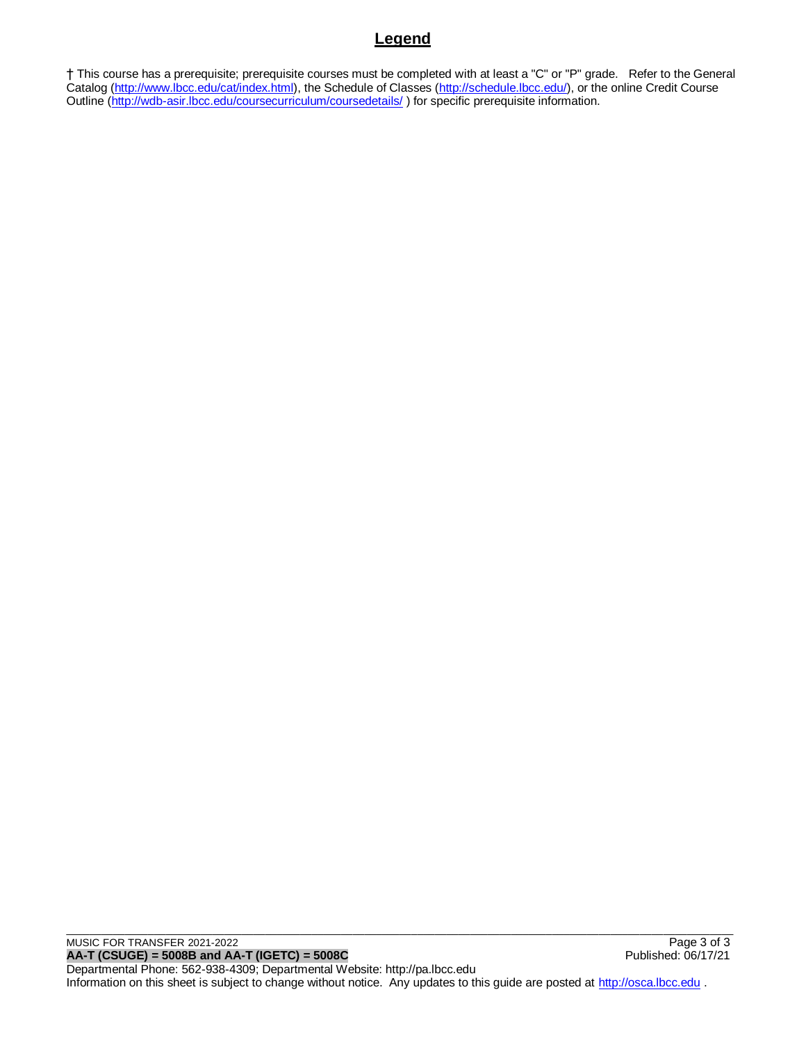# Legend

† This course has a prerequisite; prerequisite courses must be completed with at least a "C" or "P" grade. Refer to the General Catalog (http://www.lbcc.edu/cat/index.html), the Schedule of Classes (http://schedule.lbcc.edu/), or the online Credit Course Outline (http://wdb-asir.lbcc.edu/coursecurriculum/coursedetails/ ) for specific prerequisite information.